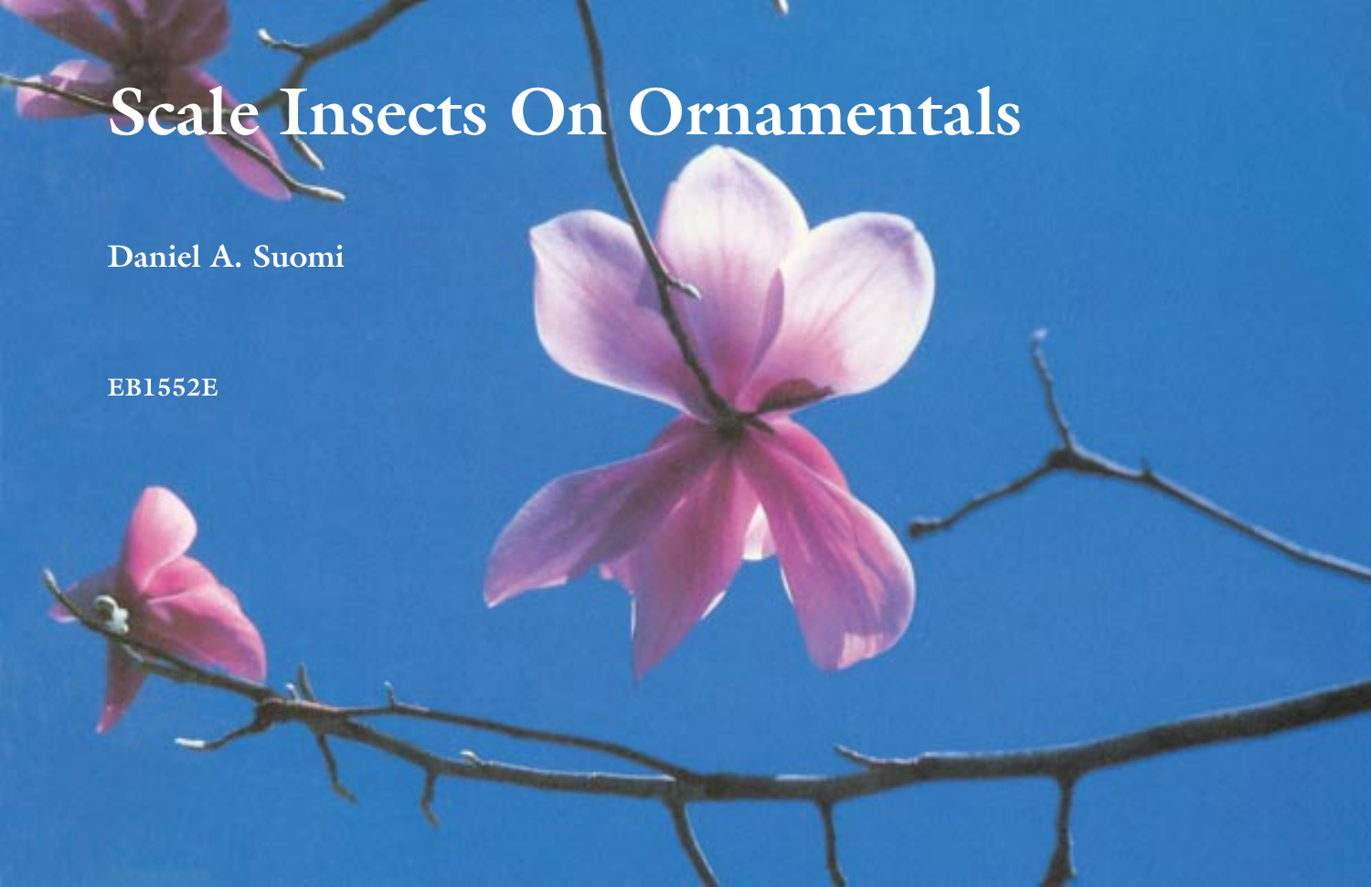# Scale Insects On Ornamentals

**Daniel A. Suomi**

**EB1552E**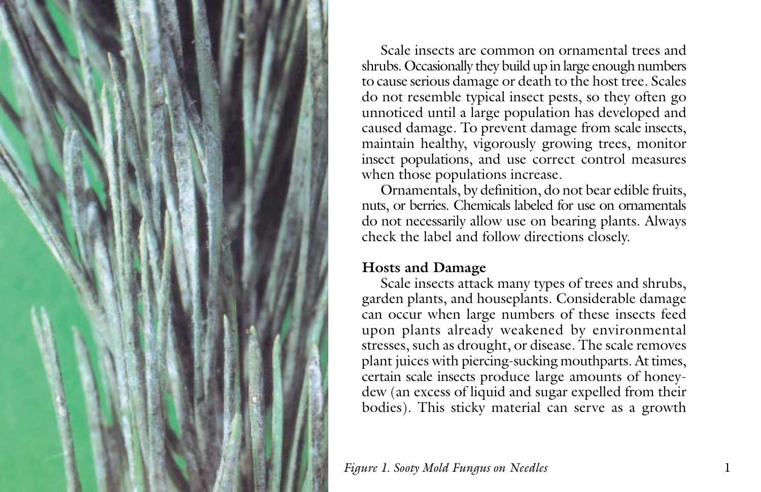Scale insects are common on ornamental trees and shrubs. Occasionally they build up in large enough numbers to cause serious damage or death to the host tree. Scales do not resemble typical insect pests, so they often go unnoticed until a large population has developed and caused damage. To prevent damage from scale insects, maintain healthy, vigorously growing trees, monitor insect populations, and use correct control measures when those populations increase.

Ornamentals, by definition, do not bear edible fruits, nuts, or berries. Chemicals labeled for use on ornamentals do not necessarily allow use on bearing plants. Always check the label and follow directions closely.

**Hosts and Damage**

Scale insects attack many types of trees and shrubs, garden plants, and houseplants. Considerable damage can occur when large numbers of these insects feed upon plants already weakened by environmental stresses, such as drought, or disease. The scale removes plant juices with piercing-sucking mouthparts. At times, certain scale insects produce large amounts of honeydew (an excess of liquid and sugar expelled from their bodies). This sticky material can serve as a growth

*Figure 1. Sooty Mold Fungus on Needles*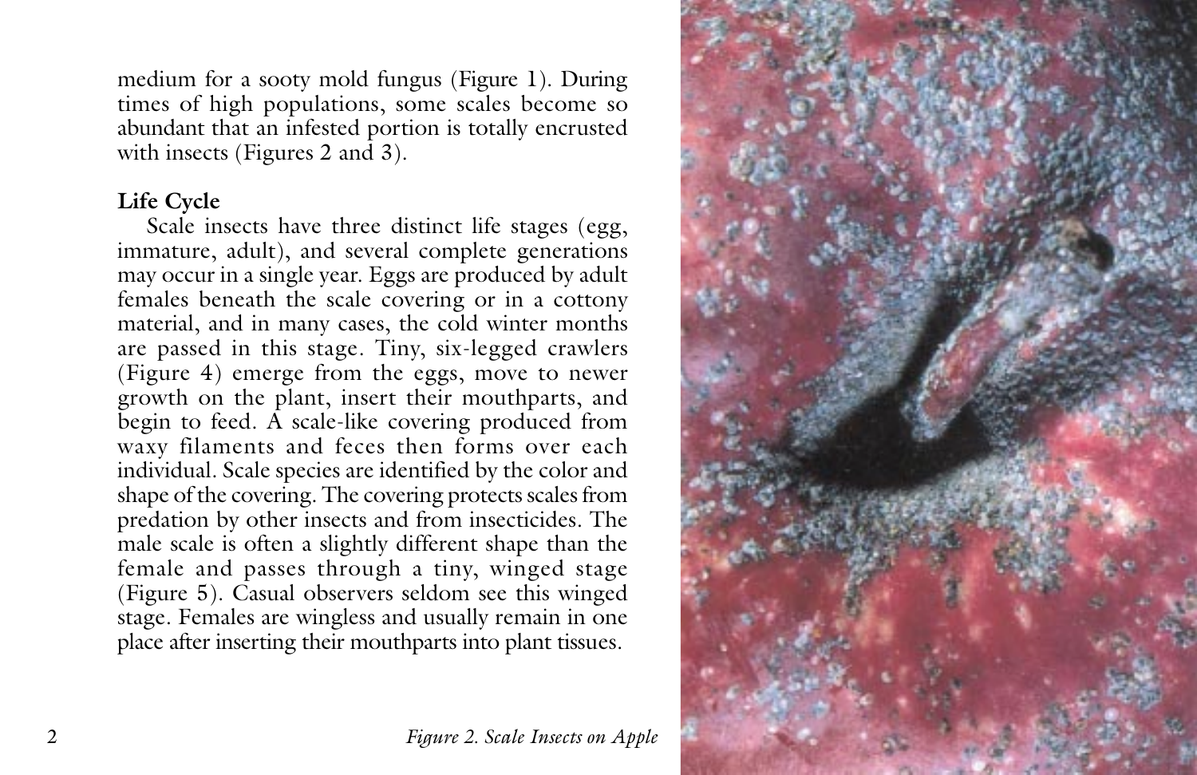medium for a sooty mold fungus (Figure 1). During times of high populations, some scales become so abundant that an infested portion is totally encrusted with insects (Figures 2 and 3).

## Life Cycle

Scale insects have three distinct life stages (egg, immature, adult), and several complete generations may occur in a single year. Eggs are produced by adult females beneath the scale covering or in a cottony material, and in many cases, the cold winter months are passed in this stage. Tiny, six-legged crawlers (Figure 4) emerge from the eggs, move to newer growth on the plant, insert their mouthparts, and begin to feed. A scale-like covering produced from waxy filaments and feces then forms over each individual. Scale species are identified by the color and shape of the covering. The covering protects scales from predation by other insects and from insecticides. The male scale is often a slightly different shape than the female and passes through a tiny, winged stage (Figure 5). Casual observers seldom see this winged stage. Females are wingless and usually remain in one place after inserting their mouthparts into plant tissues.

*Figure 2. Scale Insects on Apple*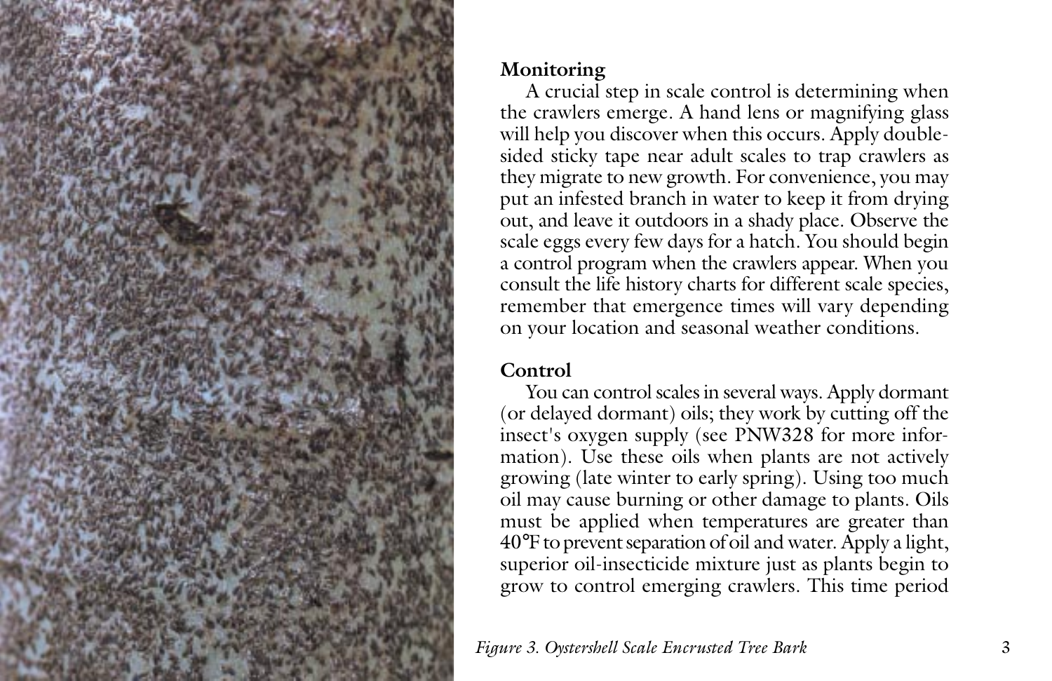## Monitoring

A crucial step in scale control is determining when the crawlers emerge. A hand lens or magnifying glass will help you discover when this occurs. Apply double-sided sticky tape near adult scales to trap crawlers as they migrate to new growth. For convenience, you may put an infested branch in water to keep it from drying out, and leave it outdoors in a shady place. Observe the scale eggs every few days for a hatch. You should begin a control program when the crawlers appear. When you consult the life history charts for different scale species, remember that emergence times will vary depending on your location and seasonal weather conditions.

## Control

You can control scales in several ways. Apply dormant (or delayed dormant) oils; they work by cutting off the insect's oxygen supply (see PNW328 for more information). Use these oils when plants are not actively growing (late winter to early spring). Using too much oil may cause burning or other damage to plants. Oils must be applied when temperatures are greater than 40°F to prevent separation of oil and water. Apply a light, superior oil-insecticide mixture just as plants begin to grow to control emerging crawlers. This time period

*Figure 3. Oystershell Scale Encrusted Tree Bark*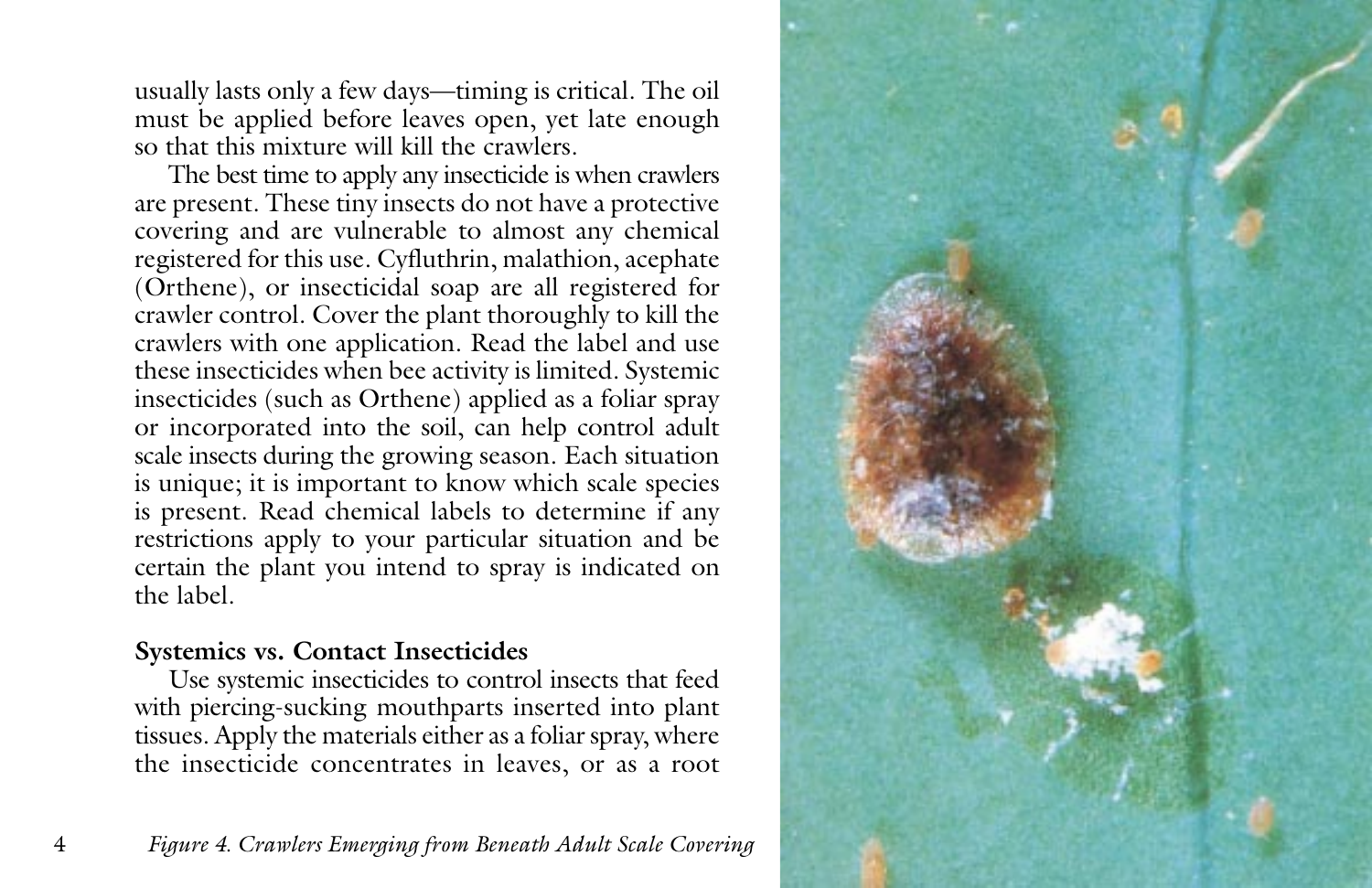usually lasts only a few days—timing is critical. The oil must be applied before leaves open, yet late enough so that this mixture will kill the crawlers.

The best time to apply any insecticide is when crawlers are present. These tiny insects do not have a protective covering and are vulnerable to almost any chemical registered for this use. Cyfluthrin, malathion, acephate (Orthene), or insecticidal soap are all registered for crawler control. Cover the plant thoroughly to kill the crawlers with one application. Read the label and use these insecticides when bee activity is limited. Systemic insecticides (such as Orthene) applied as a foliar spray or incorporated into the soil, can help control adult scale insects during the growing season. Each situation is unique; it is important to know which scale species is present. Read chemical labels to determine if any restrictions apply to your particular situation and be certain the plant you intend to spray is indicated on the label.

### Systemics vs. Contact Insecticides

Use systemic insecticides to control insects that feed with piercing-sucking mouthparts inserted into plant tissues. Apply the materials either as a foliar spray, where the insecticide concentrates in leaves, or as a root

*Figure 4. Crawlers Emerging from Beneath Adult Scale Covering*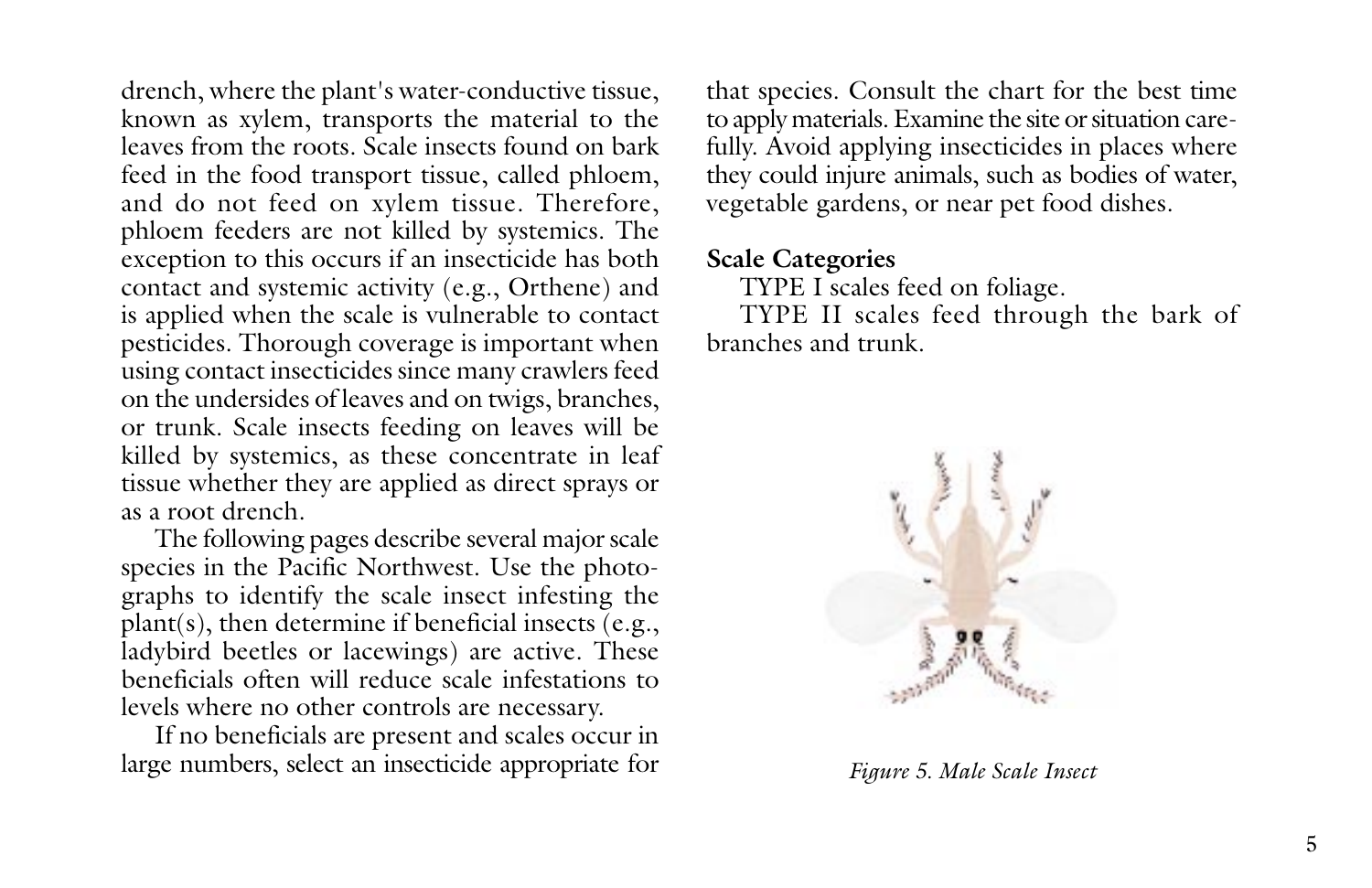drench, where the plant's water-conductive tissue, known as xylem, transports the material to the leaves from the roots. Scale insects found on bark feed in the food transport tissue, called phloem, and do not feed on xylem tissue. Therefore, phloem feeders are not killed by systemics. The exception to this occurs if an insecticide has both contact and systemic activity (e.g., Orthene) and is applied when the scale is vulnerable to contact pesticides. Thorough coverage is important when using contact insecticides since many crawlers feed on the undersides of leaves and on twigs, branches, or trunk. Scale insects feeding on leaves will be killed by systemics, as these concentrate in leaf tissue whether they are applied as direct sprays or as a root drench.

The following pages describe several major scale species in the Pacific Northwest. Use the photographs to identify the scale insect infesting the plant(s), then determine if beneficial insects (e.g., ladybird beetles or lacewings) are active. These beneficials often will reduce scale infestations to levels where no other controls are necessary.

If no beneficials are present and scales occur in large numbers, select an insecticide appropriate for that species. Consult the chart for the best time to apply materials. Examine the site or situation carefully. Avoid applying insecticides in places where they could injure animals, such as bodies of water, vegetable gardens, or near pet food dishes.

**Scale Categories**

TYPE I scales feed on foliage.

TYPE II scales feed through the bark of branches and trunk.

*Figure 5. Male Scale Insect*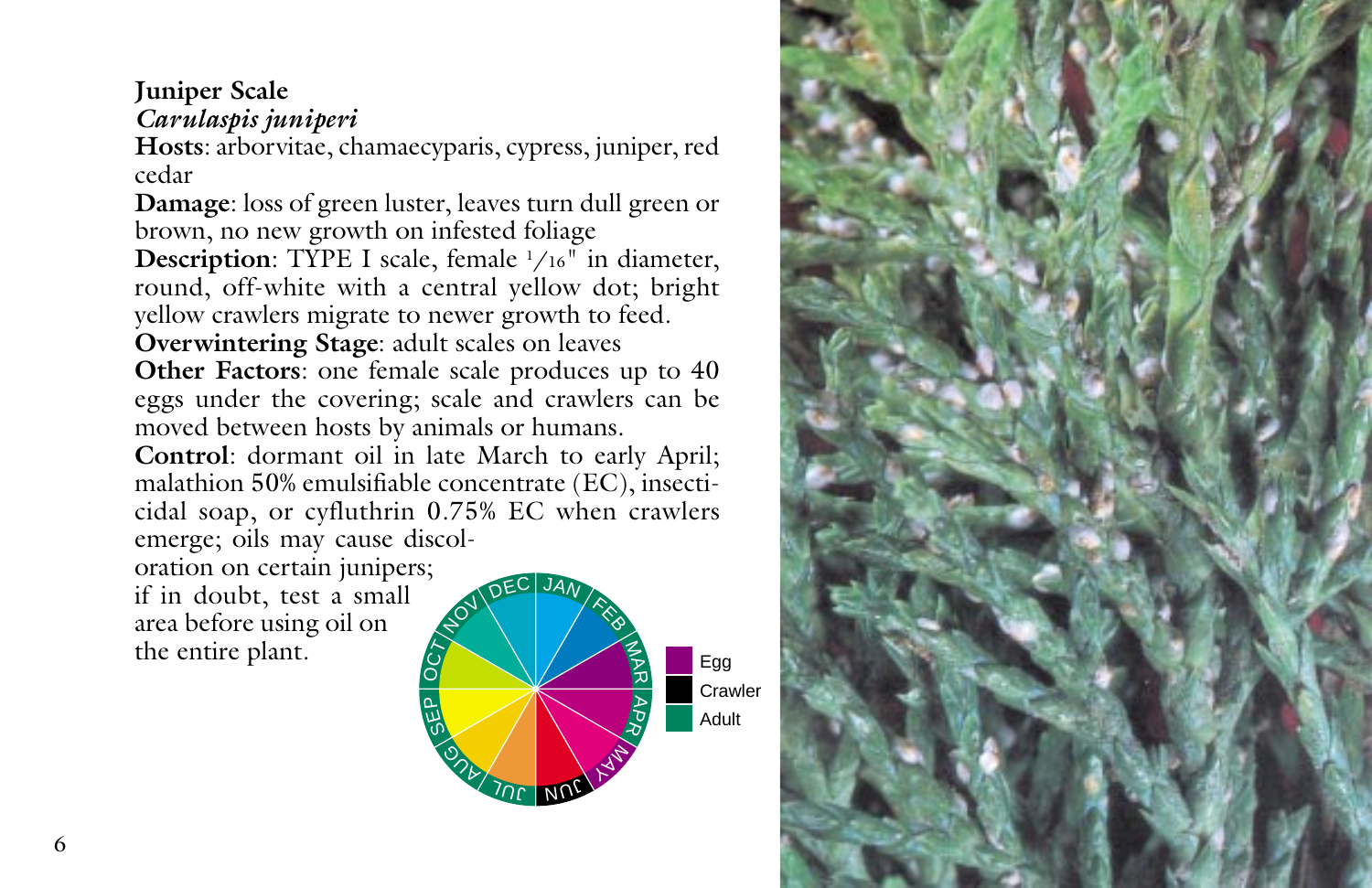**Juniper Scale**
*Carulaspis juniperi*

**Hosts**: arborvitae, chamaecyparis, cypress, juniper, red cedar

**Damage**: loss of green luster, leaves turn dull green or brown, no new growth on infested foliage

**Description**: TYPE I scale, female 1/16" in diameter, round, off-white with a central yellow dot; bright yellow crawlers migrate to newer growth to feed.

**Overwintering Stage**: adult scales on leaves

**Other Factors**: one female scale produces up to 40 eggs under the covering; scale and crawlers can be moved between hosts by animals or humans.

**Control**: dormant oil in late March to early April; malathion 50% emulsifiable concentrate (EC), insecticidal soap, or cyfluthrin 0.75% EC when crawlers emerge; oils may cause discoloration on certain junipers; if in doubt, test a small area before using oil on the entire plant.

Egg
Crawler
Adult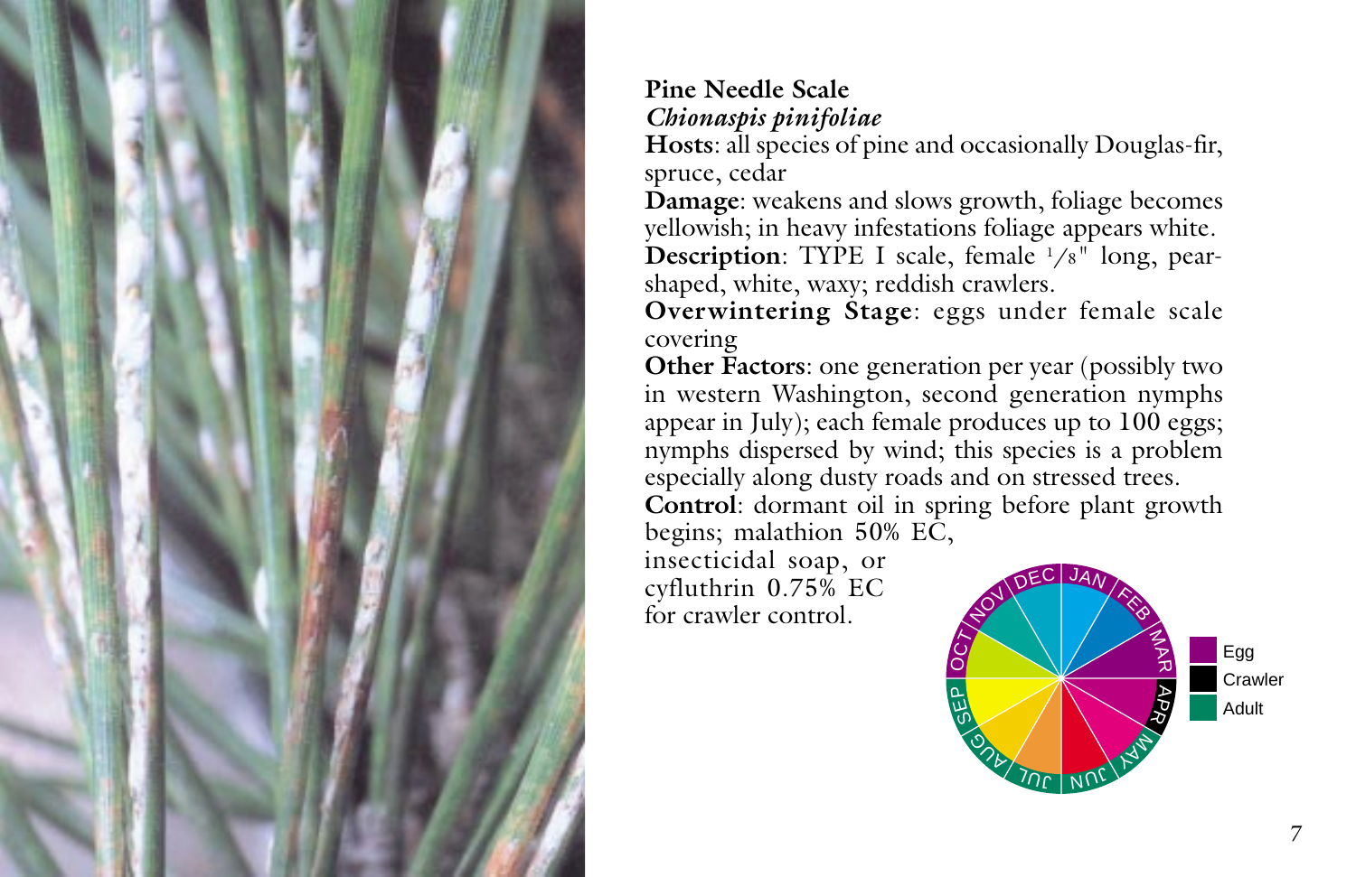**Pine Needle Scale**
*Chionaspis pinifoliae*

**Hosts**: all species of pine and occasionally Douglas-fir, spruce, cedar

**Damage**: weakens and slows growth, foliage becomes yellowish; in heavy infestations foliage appears white.

**Description**: TYPE I scale, female 1/8" long, pear-shaped, white, waxy; reddish crawlers.

**Overwintering Stage**: eggs under female scale covering

**Other Factors**: one generation per year (possibly two in western Washington, second generation nymphs appear in July); each female produces up to 100 eggs; nymphs dispersed by wind; this species is a problem especially along dusty roads and on stressed trees.

**Control**: dormant oil in spring before plant growth begins; malathion 50% EC, insecticidal soap, or cyfluthrin 0.75% EC for crawler control.

Egg
Crawler
Adult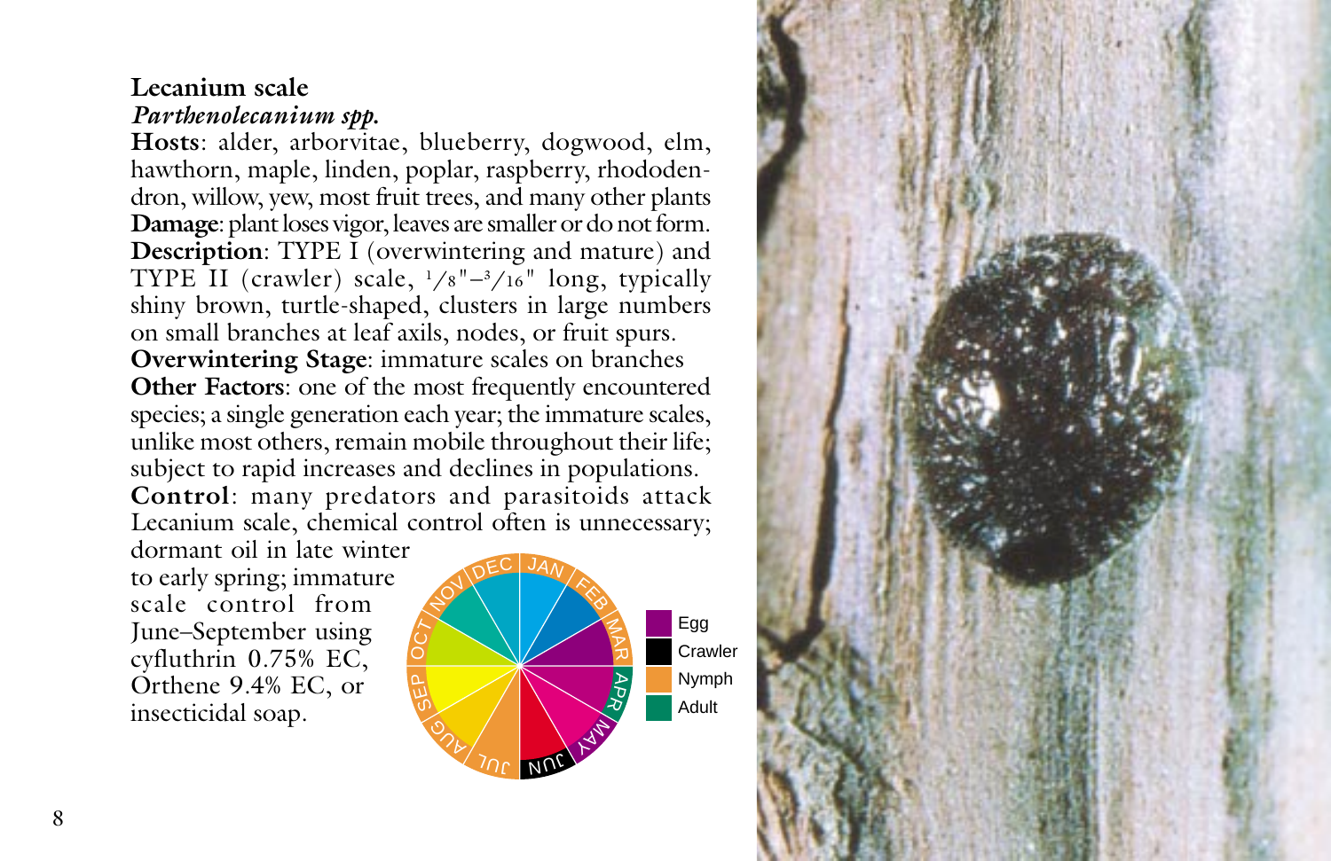**Lecanium scale**
***Parthenolecanium spp.***

**Hosts**: alder, arborvitae, blueberry, dogwood, elm, hawthorn, maple, linden, poplar, raspberry, rhododendron, willow, yew, most fruit trees, and many other plants

**Damage**: plant loses vigor, leaves are smaller or do not form.

**Description**: TYPE I (overwintering and mature) and TYPE II (crawler) scale, 1/8"–3/16" long, typically shiny brown, turtle-shaped, clusters in large numbers on small branches at leaf axils, nodes, or fruit spurs.

**Overwintering Stage**: immature scales on branches

**Other Factors**: one of the most frequently encountered species; a single generation each year; the immature scales, unlike most others, remain mobile throughout their life; subject to rapid increases and declines in populations.

**Control**: many predators and parasitoids attack Lecanium scale, chemical control often is unnecessary; dormant oil in late winter to early spring; immature scale control from June–September using cyfluthrin 0.75% EC, Orthene 9.4% EC, or insecticidal soap.

Egg
Crawler
Nymph
Adult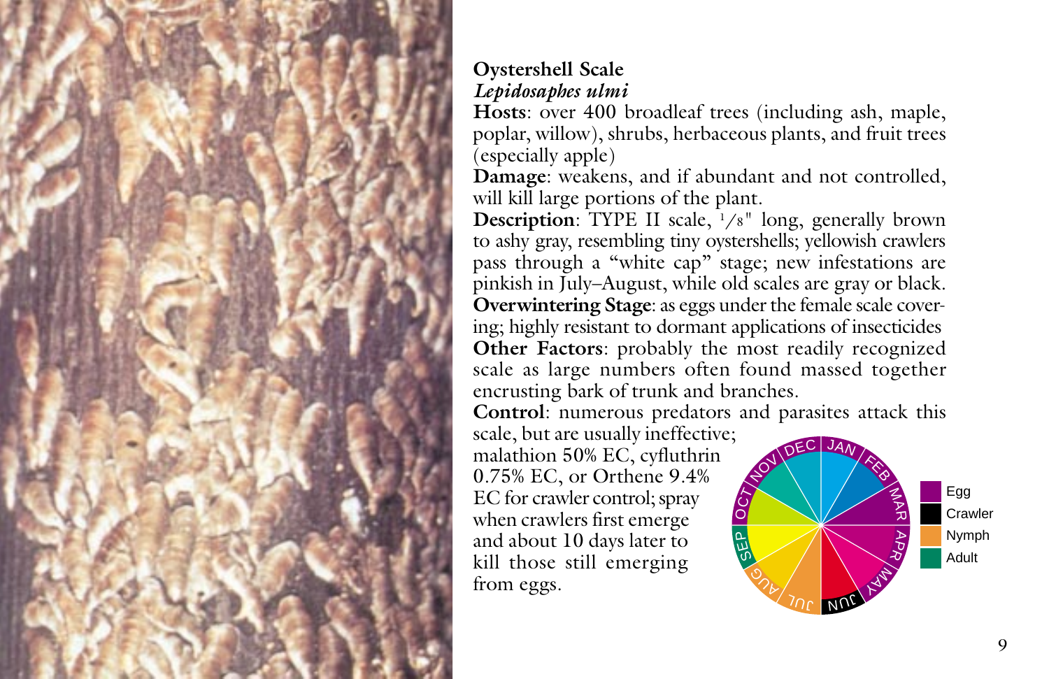**Oystershell Scale**
***Lepidosaphes ulmi***

**Hosts**: over 400 broadleaf trees (including ash, maple, poplar, willow), shrubs, herbaceous plants, and fruit trees (especially apple)

**Damage**: weakens, and if abundant and not controlled, will kill large portions of the plant.

**Description**: TYPE II scale, 1/8" long, generally brown to ashy gray, resembling tiny oystershells; yellowish crawlers pass through a "white cap" stage; new infestations are pinkish in July–August, while old scales are gray or black.

**Overwintering Stage**: as eggs under the female scale covering; highly resistant to dormant applications of insecticides

**Other Factors**: probably the most readily recognized scale as large numbers often found massed together encrusting bark of trunk and branches.

**Control**: numerous predators and parasites attack this scale, but are usually ineffective; malathion 50% EC, cyfluthrin 0.75% EC, or Orthene 9.4% EC for crawler control; spray when crawlers first emerge and about 10 days later to kill those still emerging from eggs.

Egg
Crawler
Nymph
Adult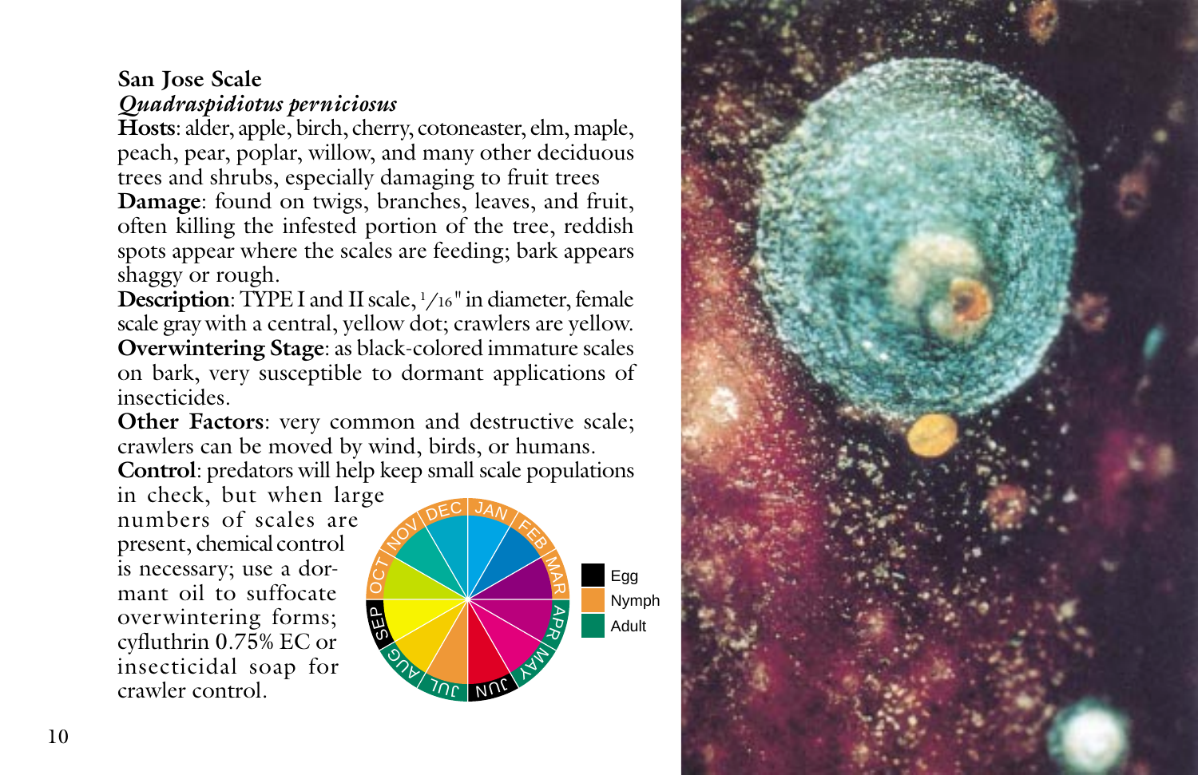**San Jose Scale**
*Quadraspidiotus perniciosus*

**Hosts**: alder, apple, birch, cherry, cotoneaster, elm, maple, peach, pear, poplar, willow, and many other deciduous trees and shrubs, especially damaging to fruit trees

**Damage**: found on twigs, branches, leaves, and fruit, often killing the infested portion of the tree, reddish spots appear where the scales are feeding; bark appears shaggy or rough.

**Description**: TYPE I and II scale, 1/16" in diameter, female scale gray with a central, yellow dot; crawlers are yellow.

**Overwintering Stage**: as black-colored immature scales on bark, very susceptible to dormant applications of insecticides.

**Other Factors**: very common and destructive scale; crawlers can be moved by wind, birds, or humans.

**Control**: predators will help keep small scale populations in check, but when large numbers of scales are present, chemical control is necessary; use a dormant oil to suffocate overwintering forms; cyfluthrin 0.75% EC or insecticidal soap for crawler control.

| Month | Stage |
|---|---|
| JAN | Nymph |
| FEB | Nymph |
| MAR | Nymph |
| APR | Adult |
| MAY | Adult |
| JUN | Egg |
| JUL | Adult |
| AUG | Adult |
| SEP | Egg |
| OCT | Nymph |
| NOV | Nymph |
| DEC | Nymph |

Egg / Nymph / Adult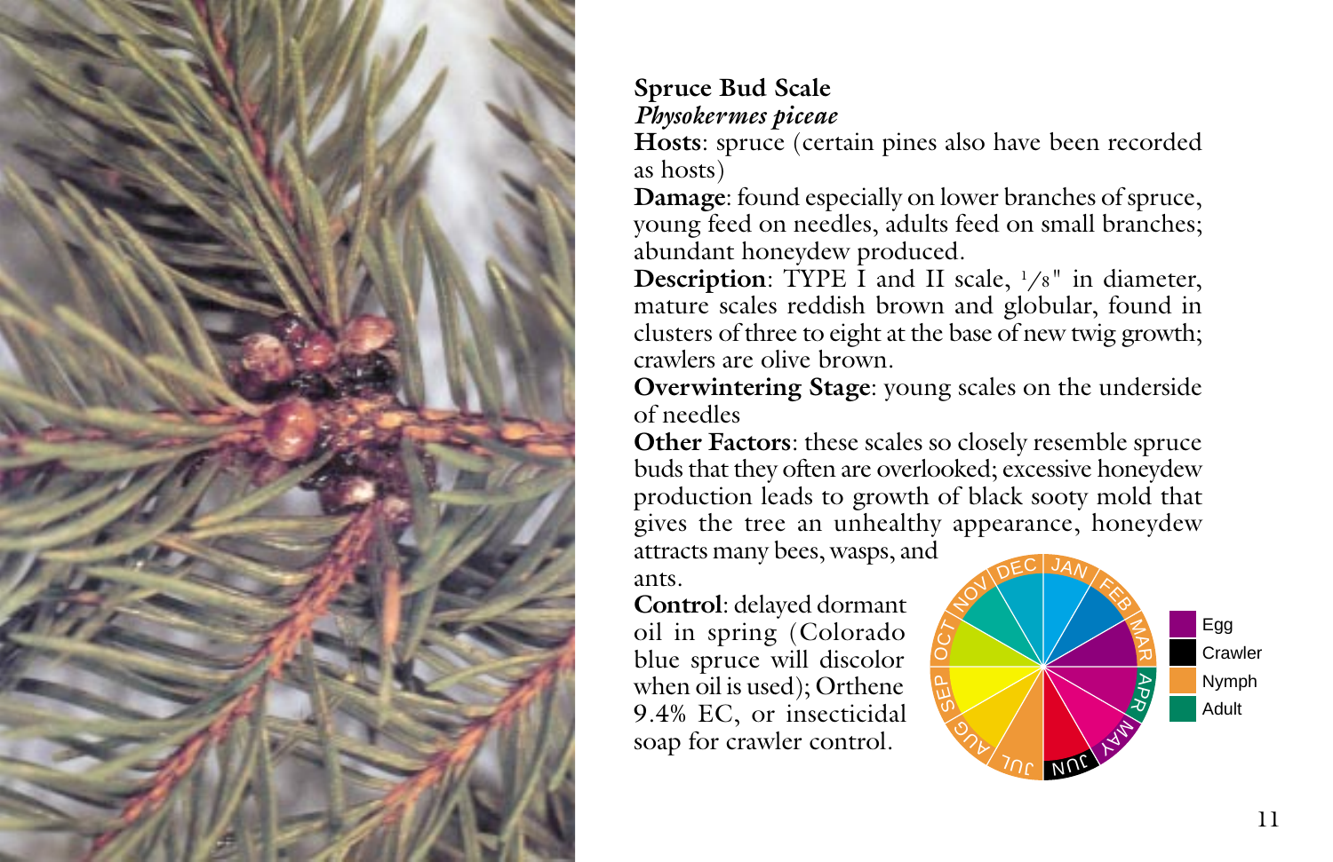**Spruce Bud Scale**
*Physokermes piceae*

**Hosts**: spruce (certain pines also have been recorded as hosts)

**Damage**: found especially on lower branches of spruce, young feed on needles, adults feed on small branches; abundant honeydew produced.

**Description**: TYPE I and II scale, 1/8" in diameter, mature scales reddish brown and globular, found in clusters of three to eight at the base of new twig growth; crawlers are olive brown.

**Overwintering Stage**: young scales on the underside of needles

**Other Factors**: these scales so closely resemble spruce buds that they often are overlooked; excessive honeydew production leads to growth of black sooty mold that gives the tree an unhealthy appearance, honeydew attracts many bees, wasps, and ants.

**Control**: delayed dormant oil in spring (Colorado blue spruce will discolor when oil is used); Orthene 9.4% EC, or insecticidal soap for crawler control.

Egg
Crawler
Nymph
Adult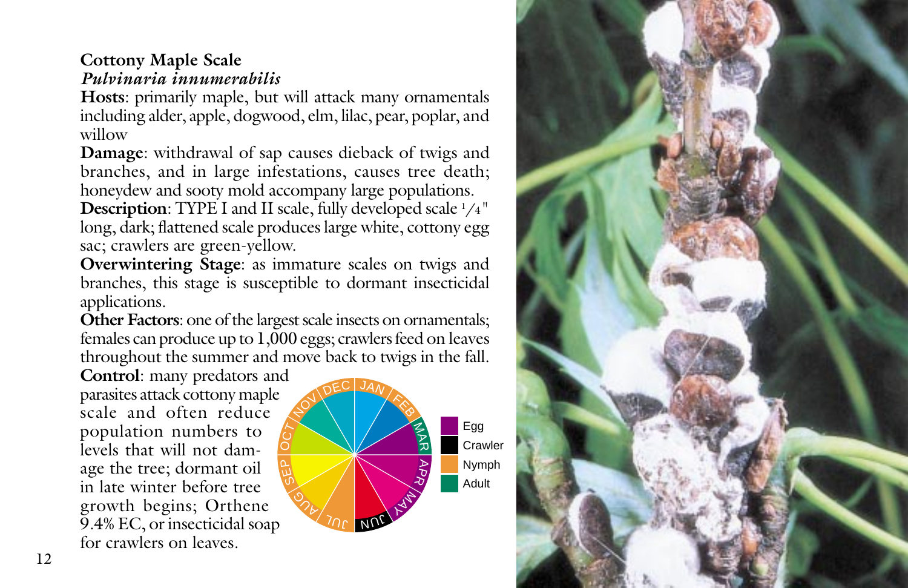## Cottony Maple Scale

***Pulvinaria innumerabilis***

**Hosts**: primarily maple, but will attack many ornamentals including alder, apple, dogwood, elm, lilac, pear, poplar, and willow

**Damage**: withdrawal of sap causes dieback of twigs and branches, and in large infestations, causes tree death; honeydew and sooty mold accompany large populations.

**Description**: TYPE I and II scale, fully developed scale 1/4" long, dark; flattened scale produces large white, cottony egg sac; crawlers are green-yellow.

**Overwintering Stage**: as immature scales on twigs and branches, this stage is susceptible to dormant insecticidal applications.

**Other Factors**: one of the largest scale insects on ornamentals; females can produce up to 1,000 eggs; crawlers feed on leaves throughout the summer and move back to twigs in the fall.

**Control**: many predators and parasites attack cottony maple scale and often reduce population numbers to levels that will not damage the tree; dormant oil in late winter before tree growth begins; Orthene 9.4% EC, or insecticidal soap for crawlers on leaves.

Egg | Crawler | Nymph | Adult

DEC JAN FEB MAR APR MAY JUN JUL AUG SEP OCT NOV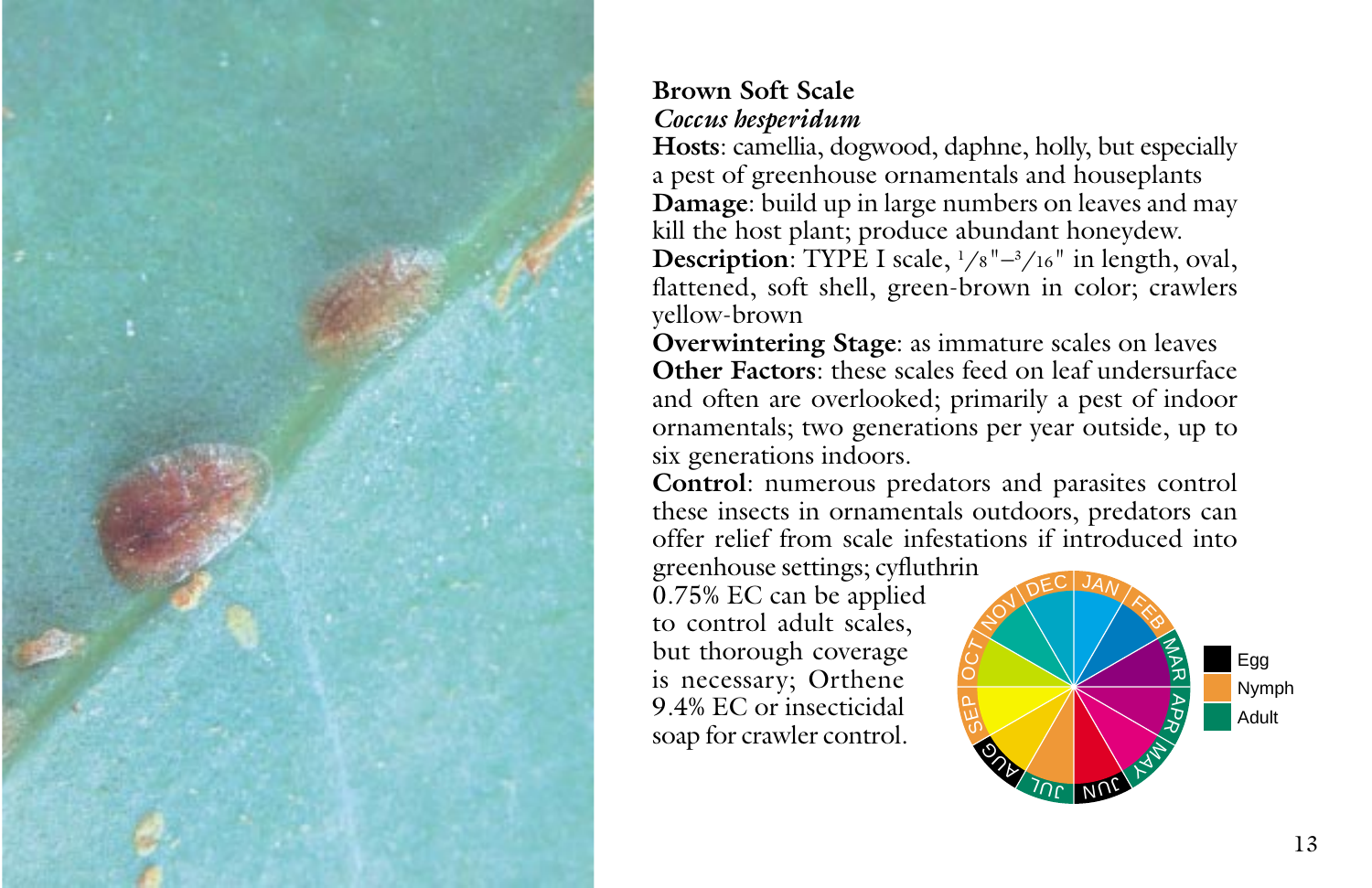## Brown Soft Scale

*Coccus hesperidum*

**Hosts**: camellia, dogwood, daphne, holly, but especially a pest of greenhouse ornamentals and houseplants

**Damage**: build up in large numbers on leaves and may kill the host plant; produce abundant honeydew.

**Description**: TYPE I scale, 1/8"–3/16" in length, oval, flattened, soft shell, green-brown in color; crawlers yellow-brown

**Overwintering Stage**: as immature scales on leaves

**Other Factors**: these scales feed on leaf undersurface and often are overlooked; primarily a pest of indoor ornamentals; two generations per year outside, up to six generations indoors.

**Control**: numerous predators and parasites control these insects in ornamentals outdoors, predators can offer relief from scale infestations if introduced into greenhouse settings; cyfluthrin 0.75% EC can be applied to control adult scales, but thorough coverage is necessary; Orthene 9.4% EC or insecticidal soap for crawler control.

| Month | Stage |
|---|---|
| JAN | Nymph |
| FEB | Nymph |
| MAR | Adult |
| APR | Adult |
| MAY | Adult |
| JUN | Egg |
| JUL | Adult |
| AUG | Egg |
| SEP | Nymph |
| OCT | Nymph |
| NOV | Nymph |
| DEC | Nymph |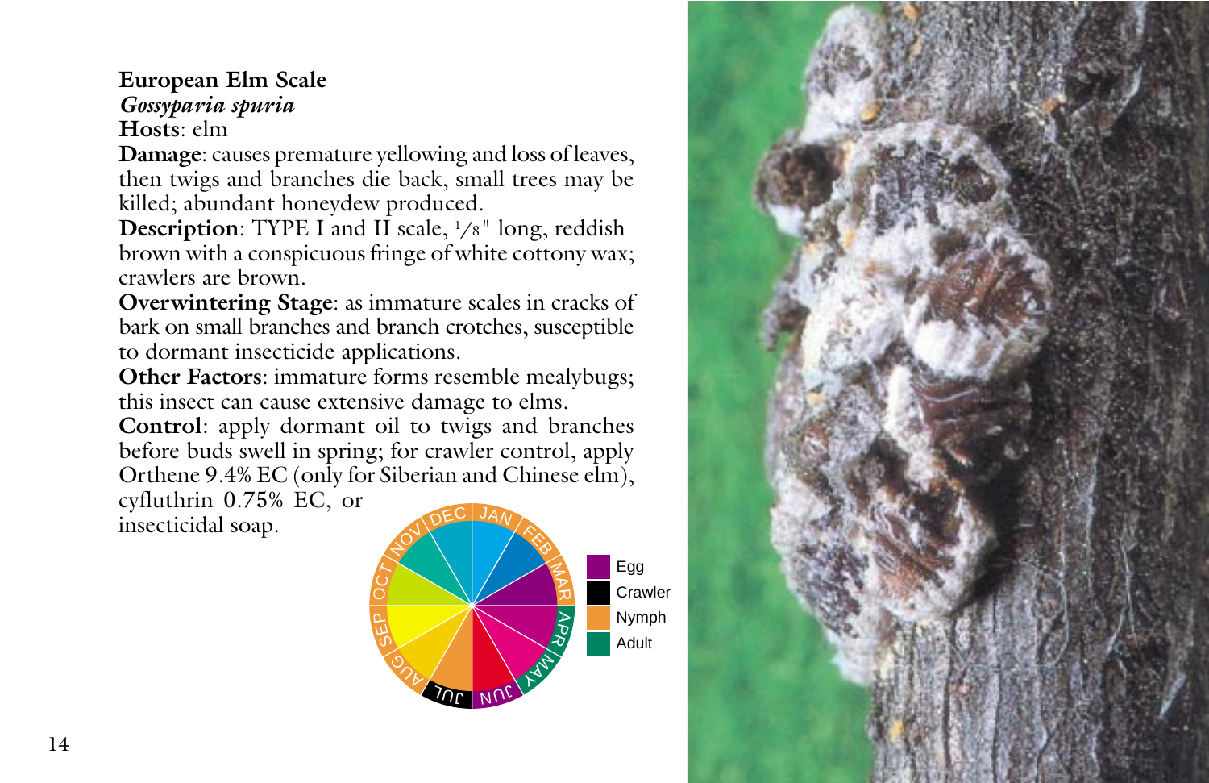**European Elm Scale**
*Gossyparia spuria*
**Hosts**: elm

**Damage**: causes premature yellowing and loss of leaves, then twigs and branches die back, small trees may be killed; abundant honeydew produced.

**Description**: TYPE I and II scale, 1/8" long, reddish brown with a conspicuous fringe of white cottony wax; crawlers are brown.

**Overwintering Stage**: as immature scales in cracks of bark on small branches and branch crotches, susceptible to dormant insecticide applications.

**Other Factors**: immature forms resemble mealybugs; this insect can cause extensive damage to elms.

**Control**: apply dormant oil to twigs and branches before buds swell in spring; for crawler control, apply Orthene 9.4% EC (only for Siberian and Chinese elm), cyfluthrin 0.75% EC, or insecticidal soap.

- Egg
- Crawler
- Nymph
- Adult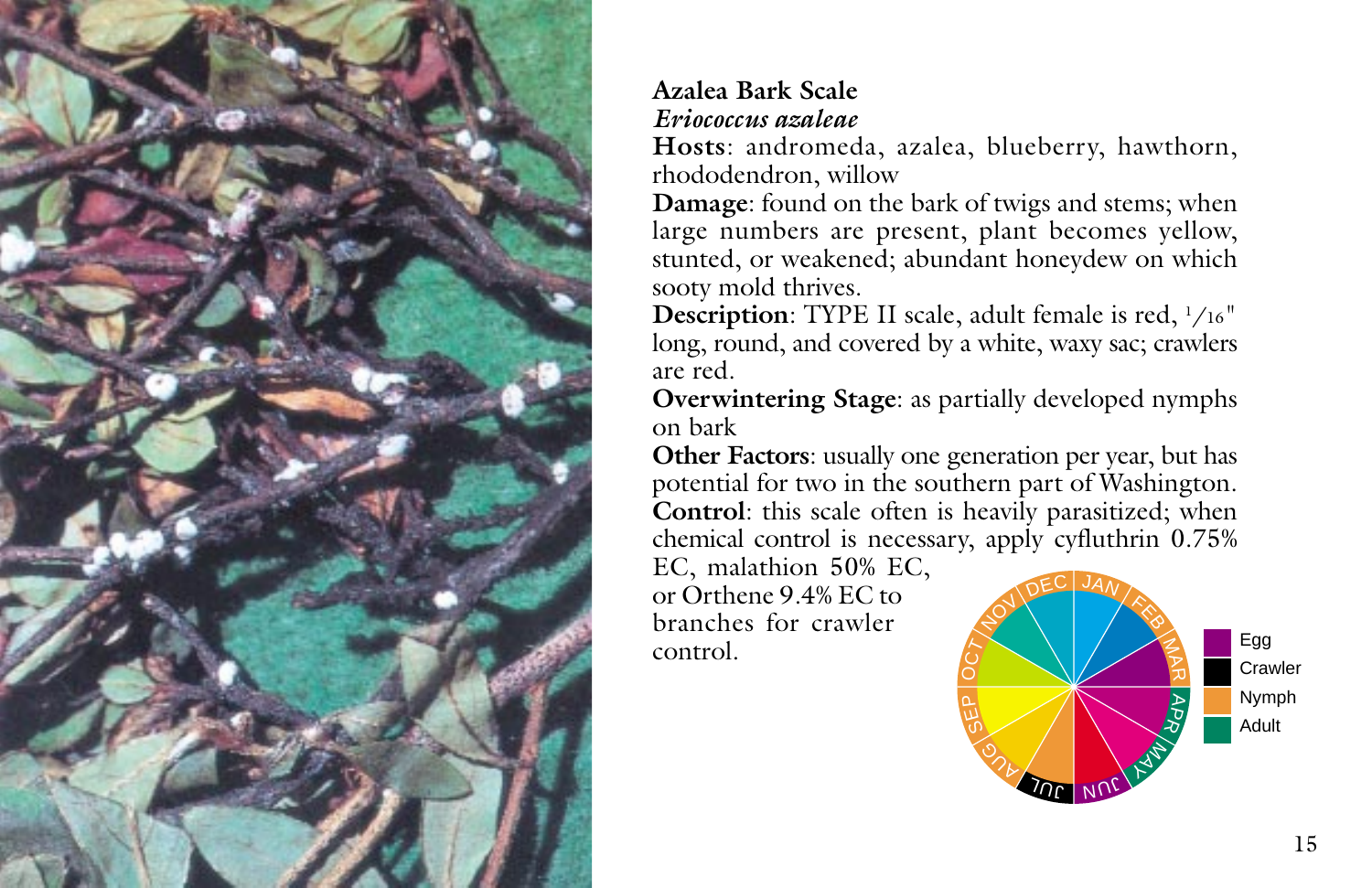**Azalea Bark Scale**
*Eriococcus azaleae*

**Hosts**: andromeda, azalea, blueberry, hawthorn, rhododendron, willow

**Damage**: found on the bark of twigs and stems; when large numbers are present, plant becomes yellow, stunted, or weakened; abundant honeydew on which sooty mold thrives.

**Description**: TYPE II scale, adult female is red, 1/16" long, round, and covered by a white, waxy sac; crawlers are red.

**Overwintering Stage**: as partially developed nymphs on bark

**Other Factors**: usually one generation per year, but has potential for two in the southern part of Washington.

**Control**: this scale often is heavily parasitized; when chemical control is necessary, apply cyfluthrin 0.75% EC, malathion 50% EC, or Orthene 9.4% EC to branches for crawler control.

Egg
Crawler
Nymph
Adult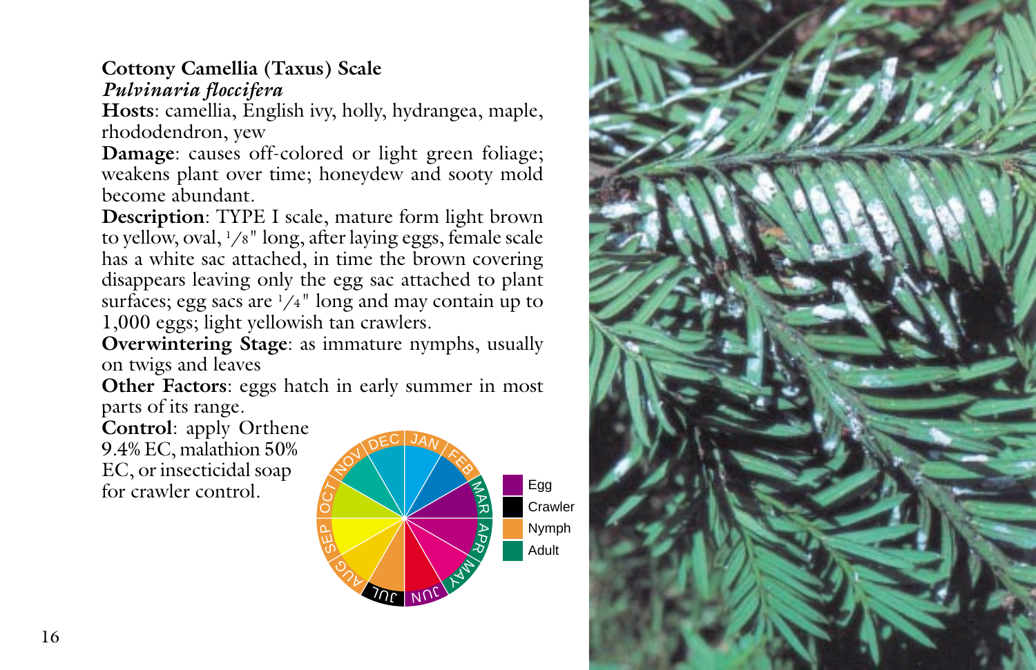**Cottony Camellia (Taxus) Scale**
*Pulvinaria floccifera*

**Hosts**: camellia, English ivy, holly, hydrangea, maple, rhododendron, yew

**Damage**: causes off-colored or light green foliage; weakens plant over time; honeydew and sooty mold become abundant.

**Description**: TYPE I scale, mature form light brown to yellow, oval, 1/8" long, after laying eggs, female scale has a white sac attached, in time the brown covering disappears leaving only the egg sac attached to plant surfaces; egg sacs are 1/4" long and may contain up to 1,000 eggs; light yellowish tan crawlers.

**Overwintering Stage**: as immature nymphs, usually on twigs and leaves

**Other Factors**: eggs hatch in early summer in most parts of its range.

**Control**: apply Orthene 9.4% EC, malathion 50% EC, or insecticidal soap for crawler control.

Egg
Crawler
Nymph
Adult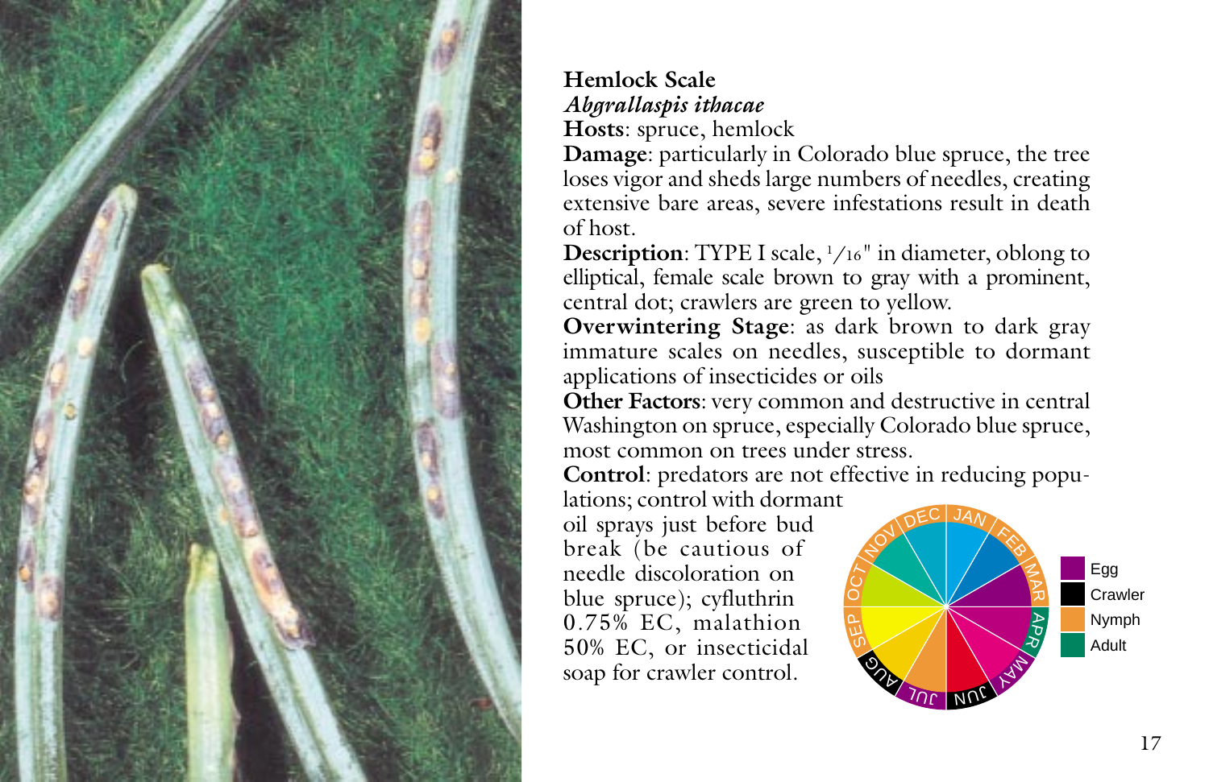**Hemlock Scale**
*Abgrallaspis ithacae*
**Hosts**: spruce, hemlock
**Damage**: particularly in Colorado blue spruce, the tree loses vigor and sheds large numbers of needles, creating extensive bare areas, severe infestations result in death of host.
**Description**: TYPE I scale, 1/16" in diameter, oblong to elliptical, female scale brown to gray with a prominent, central dot; crawlers are green to yellow.
**Overwintering Stage**: as dark brown to dark gray immature scales on needles, susceptible to dormant applications of insecticides or oils
**Other Factors**: very common and destructive in central Washington on spruce, especially Colorado blue spruce, most common on trees under stress.
**Control**: predators are not effective in reducing populations; control with dormant oil sprays just before bud break (be cautious of needle discoloration on blue spruce); cyfluthrin 0.75% EC, malathion 50% EC, or insecticidal soap for crawler control.

Egg
Crawler
Nymph
Adult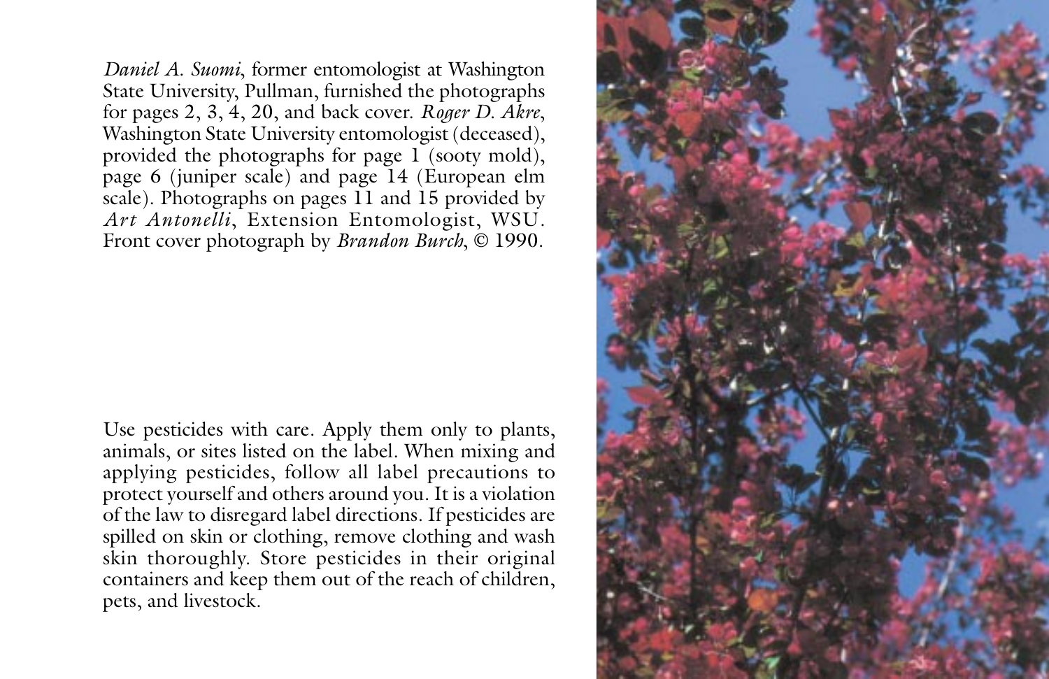*Daniel A. Suomi*, former entomologist at Washington State University, Pullman, furnished the photographs for pages 2, 3, 4, 20, and back cover. *Roger D. Akre*, Washington State University entomologist (deceased), provided the photographs for page 1 (sooty mold), page 6 (juniper scale) and page 14 (European elm scale). Photographs on pages 11 and 15 provided by *Art Antonelli*, Extension Entomologist, WSU. Front cover photograph by *Brandon Burch*, © 1990.

Use pesticides with care. Apply them only to plants, animals, or sites listed on the label. When mixing and applying pesticides, follow all label precautions to protect yourself and others around you. It is a violation of the law to disregard label directions. If pesticides are spilled on skin or clothing, remove clothing and wash skin thoroughly. Store pesticides in their original containers and keep them out of the reach of children, pets, and livestock.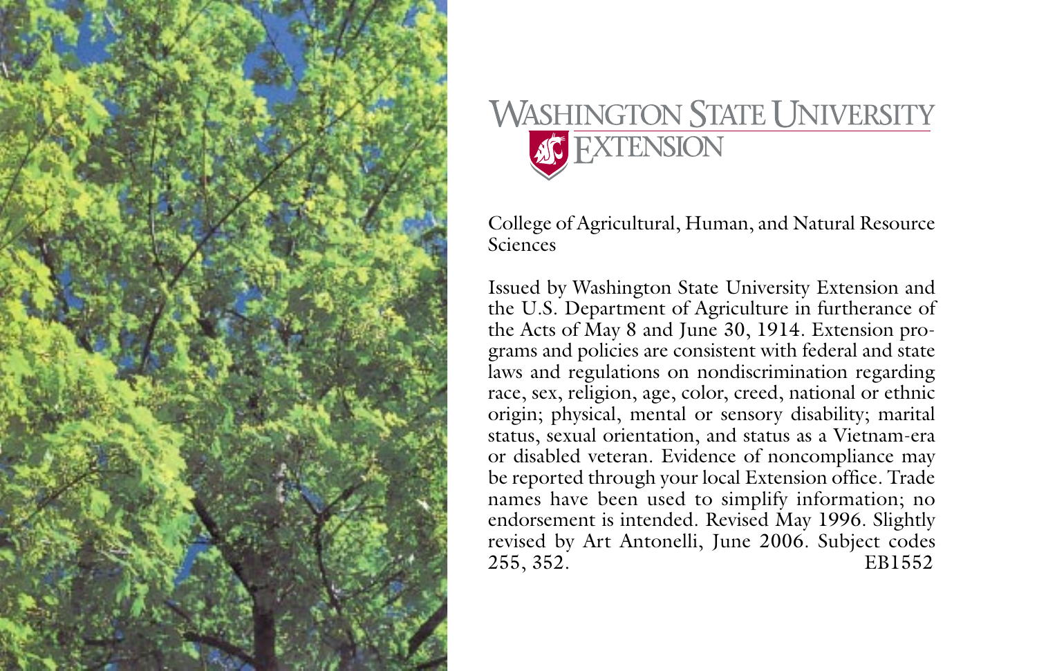WASHINGTON STATE UNIVERSITY
EXTENSION

College of Agricultural, Human, and Natural Resource Sciences

Issued by Washington State University Extension and the U.S. Department of Agriculture in furtherance of the Acts of May 8 and June 30, 1914. Extension programs and policies are consistent with federal and state laws and regulations on nondiscrimination regarding race, sex, religion, age, color, creed, national or ethnic origin; physical, mental or sensory disability; marital status, sexual orientation, and status as a Vietnam-era or disabled veteran. Evidence of noncompliance may be reported through your local Extension office. Trade names have been used to simplify information; no endorsement is intended. Revised May 1996. Slightly revised by Art Antonelli, June 2006. Subject codes 255, 352. EB1552